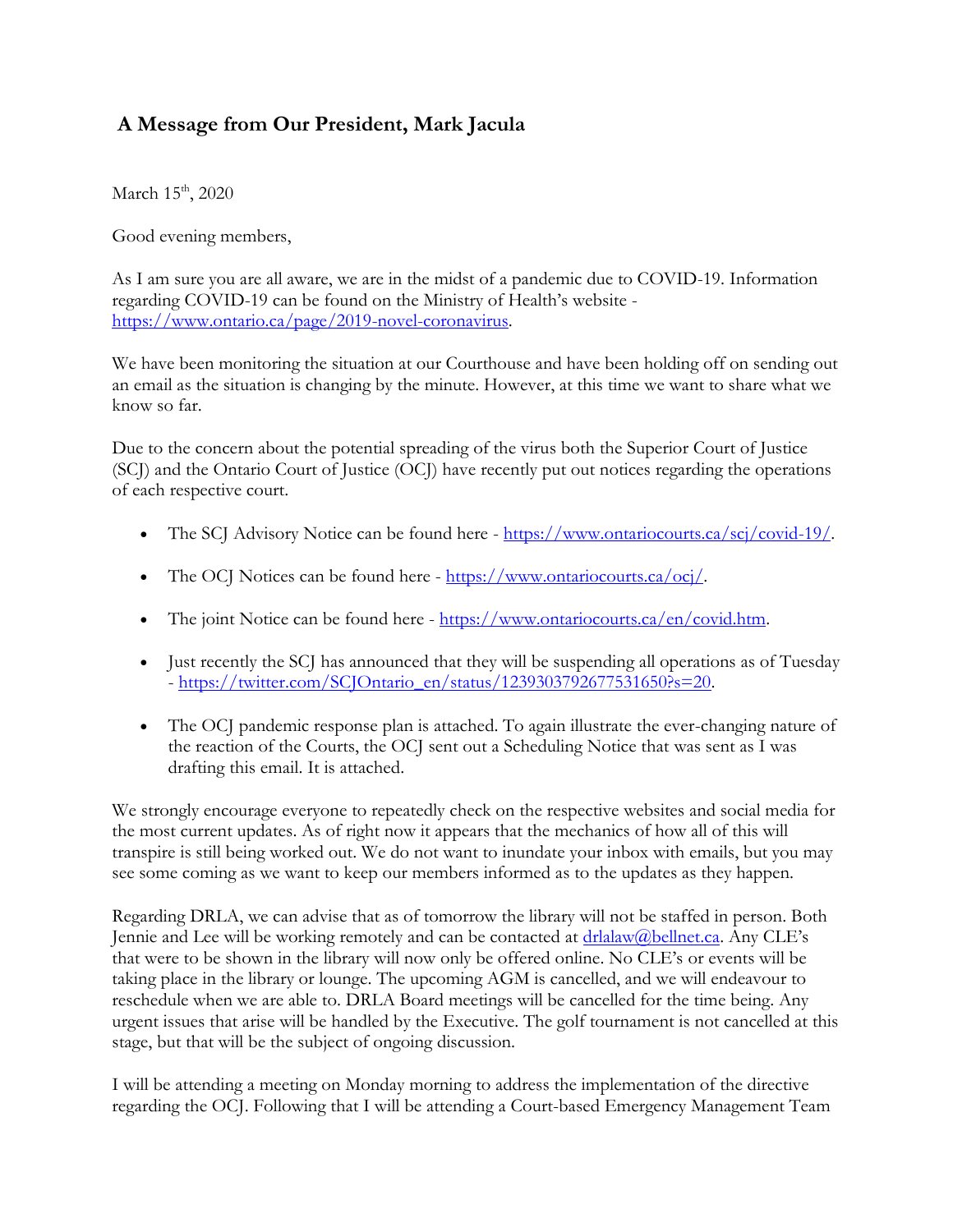## A Message from Our President, Mark Jacula

March 15th, 2020

Good evening members,

As I am sure you are all aware, we are in the midst of a pandemic due to COVID-19. Information regarding COVID-19 can be found on the Ministry of Health's website - https://www.ontario.ca/page/2019-novel-coronavirus.

We have been monitoring the situation at our Courthouse and have been holding off on sending out an email as the situation is changing by the minute. However, at this time we want to share what we know so far.

Due to the concern about the potential spreading of the virus both the Superior Court of Justice (SCJ) and the Ontario Court of Justice (OCJ) have recently put out notices regarding the operations of each respective court.

- The SCJ Advisory Notice can be found here - https://www.ontariocourts.ca/scj/covid-19/.
- The OCJ Notices can be found here - https://www.ontariocourts.ca/ocj/.
- The joint Notice can be found here - https://www.ontariocourts.ca/en/covid.htm.
- Just recently the SCJ has announced that they will be suspending all operations as of Tuesday - https://twitter.com/SCJOntario_en/status/1239303792677531650?s=20.
- The OCJ pandemic response plan is attached. To again illustrate the ever-changing nature of the reaction of the Courts, the OCJ sent out a Scheduling Notice that was sent as I was drafting this email. It is attached.

We strongly encourage everyone to repeatedly check on the respective websites and social media for the most current updates. As of right now it appears that the mechanics of how all of this will transpire is still being worked out. We do not want to inundate your inbox with emails, but you may see some coming as we want to keep our members informed as to the updates as they happen.

Regarding DRLA, we can advise that as of tomorrow the library will not be staffed in person. Both Jennie and Lee will be working remotely and can be contacted at drlalaw@bellnet.ca. Any CLE's that were to be shown in the library will now only be offered online. No CLE's or events will be taking place in the library or lounge. The upcoming AGM is cancelled, and we will endeavour to reschedule when we are able to. DRLA Board meetings will be cancelled for the time being. Any urgent issues that arise will be handled by the Executive. The golf tournament is not cancelled at this stage, but that will be the subject of ongoing discussion.

I will be attending a meeting on Monday morning to address the implementation of the directive regarding the OCJ. Following that I will be attending a Court-based Emergency Management Team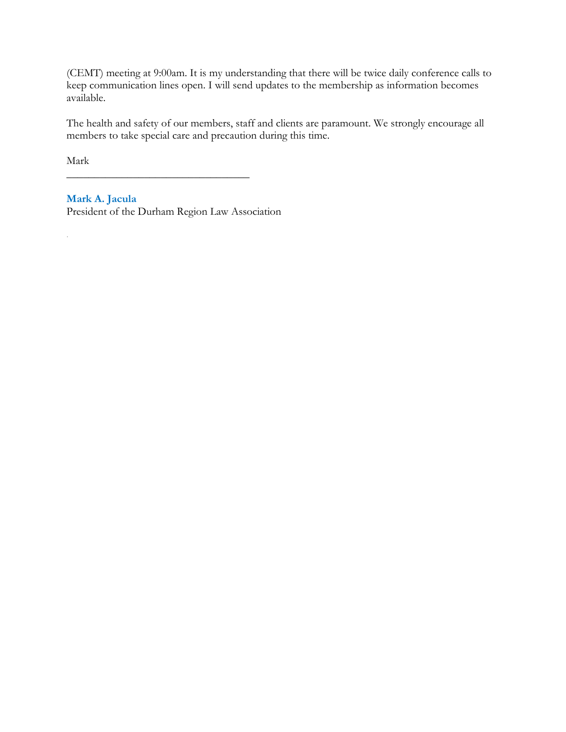(CEMT) meeting at 9:00am. It is my understanding that there will be twice daily conference calls to keep communication lines open. I will send updates to the membership as information becomes available.

The health and safety of our members, staff and clients are paramount. We strongly encourage all members to take special care and precaution during this time.

Mark

\_\_\_\_\_\_\_\_\_\_\_\_\_\_\_\_\_\_\_\_\_\_\_\_\_\_\_\_\_\_\_\_\_\_\_

**Mark A. Jacula**
President of the Durham Region Law Association